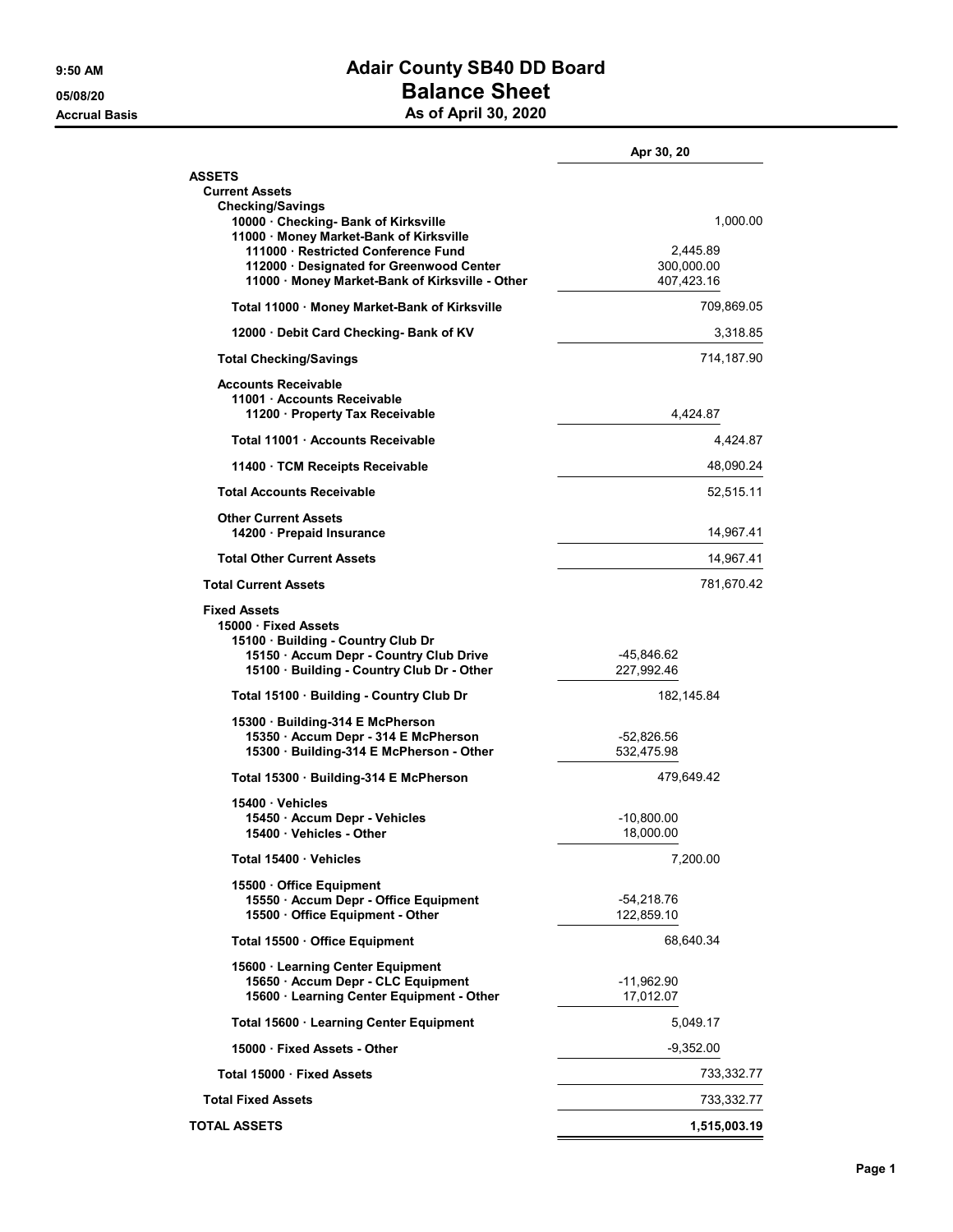# Adair County SB40 DD Board

## Balance Sheet

### As of April 30, 2020

9:50 AM
05/08/20
Accrual Basis

| | | Apr 30, 20 |
|---|---|---|
| **ASSETS** | | |
| **Current Assets** | | |
| **Checking/Savings** | | |
| 10000 · Checking- Bank of Kirksville | | 1,000.00 |
| 11000 · Money Market-Bank of Kirksville | | |
| 111000 · Restricted Conference Fund | 2,445.89 | |
| 112000 · Designated for Greenwood Center | 300,000.00 | |
| 11000 · Money Market-Bank of Kirksville - Other | 407,423.16 | |
| **Total 11000 · Money Market-Bank of Kirksville** | | 709,869.05 |
| 12000 · Debit Card Checking- Bank of KV | | 3,318.85 |
| **Total Checking/Savings** | | 714,187.90 |
| **Accounts Receivable** | | |
| 11001 · Accounts Receivable | | |
| 11200 · Property Tax Receivable | 4,424.87 | |
| **Total 11001 · Accounts Receivable** | | 4,424.87 |
| 11400 · TCM Receipts Receivable | | 48,090.24 |
| **Total Accounts Receivable** | | 52,515.11 |
| **Other Current Assets** | | |
| 14200 · Prepaid Insurance | | 14,967.41 |
| **Total Other Current Assets** | | 14,967.41 |
| **Total Current Assets** | | 781,670.42 |
| **Fixed Assets** | | |
| 15000 · Fixed Assets | | |
| 15100 · Building - Country Club Dr | | |
| 15150 · Accum Depr - Country Club Drive | -45,846.62 | |
| 15100 · Building - Country Club Dr - Other | 227,992.46 | |
| **Total 15100 · Building - Country Club Dr** | 182,145.84 | |
| 15300 · Building-314 E McPherson | | |
| 15350 · Accum Depr - 314 E McPherson | -52,826.56 | |
| 15300 · Building-314 E McPherson - Other | 532,475.98 | |
| **Total 15300 · Building-314 E McPherson** | 479,649.42 | |
| 15400 · Vehicles | | |
| 15450 · Accum Depr - Vehicles | -10,800.00 | |
| 15400 · Vehicles - Other | 18,000.00 | |
| **Total 15400 · Vehicles** | 7,200.00 | |
| 15500 · Office Equipment | | |
| 15550 · Accum Depr - Office Equipment | -54,218.76 | |
| 15500 · Office Equipment - Other | 122,859.10 | |
| **Total 15500 · Office Equipment** | 68,640.34 | |
| 15600 · Learning Center Equipment | | |
| 15650 · Accum Depr - CLC Equipment | -11,962.90 | |
| 15600 · Learning Center Equipment - Other | 17,012.07 | |
| **Total 15600 · Learning Center Equipment** | 5,049.17 | |
| 15000 · Fixed Assets - Other | -9,352.00 | |
| **Total 15000 · Fixed Assets** | | 733,332.77 |
| **Total Fixed Assets** | | 733,332.77 |
| **TOTAL ASSETS** | | **1,515,003.19** |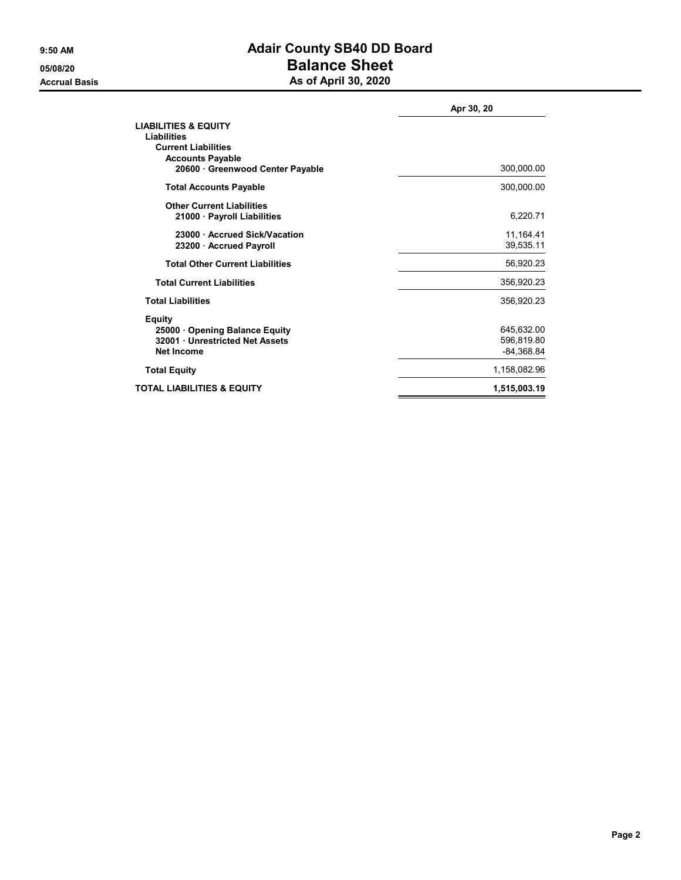# Adair County SB40 DD Board
## Balance Sheet
### As of April 30, 2020

9:50 AM
05/08/20
Accrual Basis

| | Apr 30, 20 |
|---|---|
| **LIABILITIES & EQUITY** | |
| **Liabilities** | |
| **Current Liabilities** | |
| **Accounts Payable** | |
| **20600 · Greenwood Center Payable** | 300,000.00 |
| **Total Accounts Payable** | 300,000.00 |
| **Other Current Liabilities** | |
| **21000 · Payroll Liabilities** | 6,220.71 |
| **23000 · Accrued Sick/Vacation** | 11,164.41 |
| **23200 · Accrued Payroll** | 39,535.11 |
| **Total Other Current Liabilities** | 56,920.23 |
| **Total Current Liabilities** | 356,920.23 |
| **Total Liabilities** | 356,920.23 |
| **Equity** | |
| **25000 · Opening Balance Equity** | 645,632.00 |
| **32001 · Unrestricted Net Assets** | 596,819.80 |
| **Net Income** | -84,368.84 |
| **Total Equity** | 1,158,082.96 |
| **TOTAL LIABILITIES & EQUITY** | **1,515,003.19** |